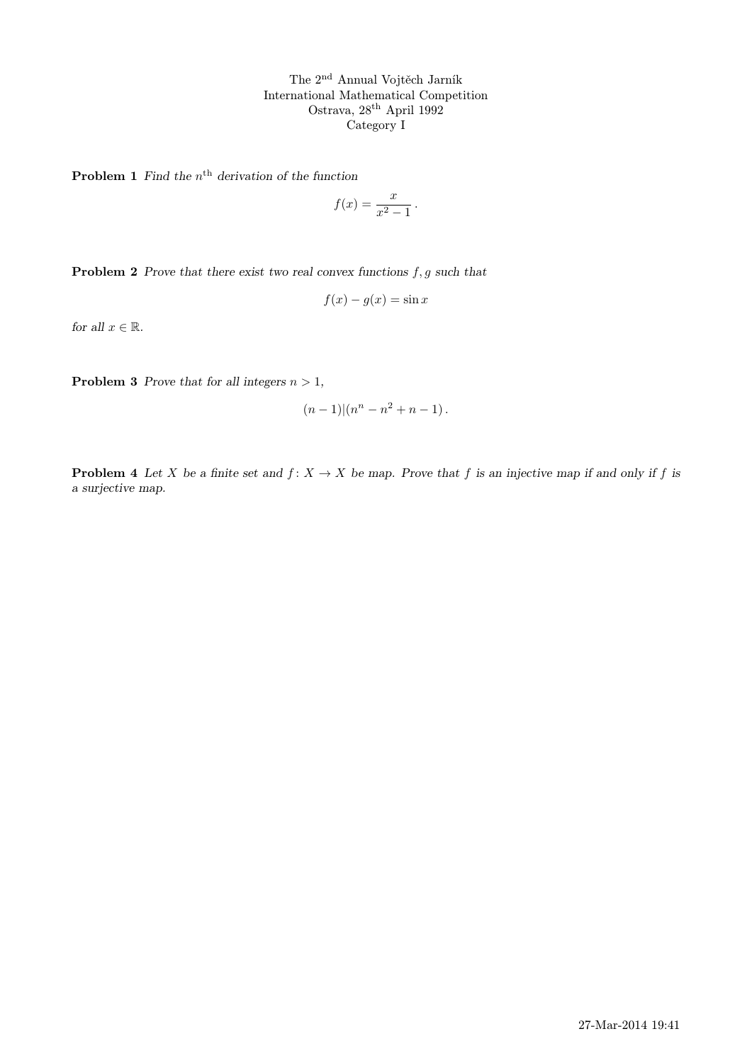The 2[nd] Annual Vojtěch Jarník
International Mathematical Competition
Ostrava, 28[th] April 1992
Category I

**Problem 1** *Find the* $n^{\text{th}}$ *derivation of the function*

$$f(x) = \frac{x}{x^2 - 1}\,.$$

**Problem 2** *Prove that there exist two real convex functions* $f, g$ *such that*

$$f(x) - g(x) = \sin x$$

*for all* $x \in \mathbb{R}$.

**Problem 3** *Prove that for all integers* $n > 1$,

$$(n-1) | (n^n - n^2 + n - 1)\,.$$

**Problem 4** *Let* $X$ *be a finite set and* $f\colon X \to X$ *be map. Prove that* $f$ *is an injective map if and only if* $f$ *is a surjective map.*

27-Mar-2014 19:41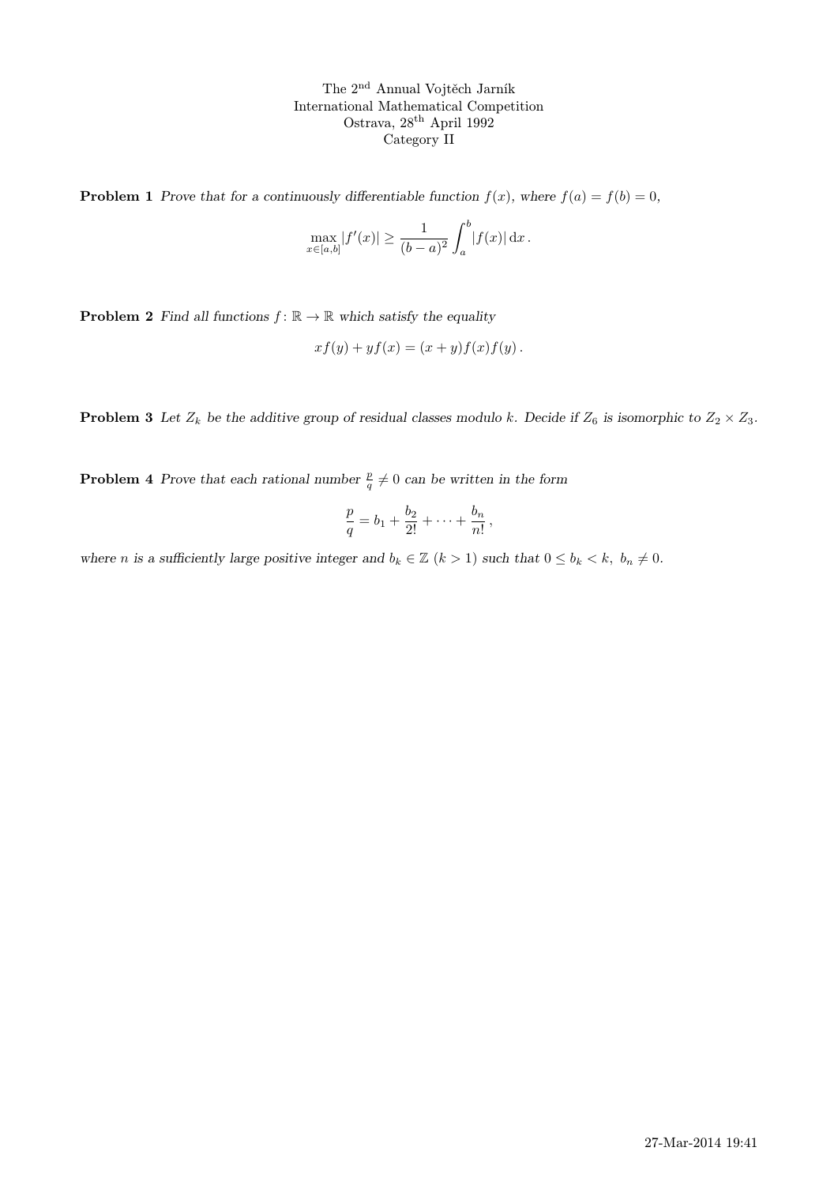The 2nd Annual Vojtěch Jarník
International Mathematical Competition
Ostrava, 28th April 1992
Category II

**Problem 1** *Prove that for a continuously differentiable function $f(x)$, where $f(a) = f(b) = 0$,*

$$\max_{x\in[a,b]} |f'(x)| \geq \frac{1}{(b-a)^2} \int_a^b |f(x)| \,\mathrm{d}x \,.$$

**Problem 2** *Find all functions $f\colon \mathbb{R} \to \mathbb{R}$ which satisfy the equality*

$$xf(y) + yf(x) = (x+y)f(x)f(y) \,.$$

**Problem 3** *Let $Z_k$ be the additive group of residual classes modulo $k$. Decide if $Z_6$ is isomorphic to $Z_2 \times Z_3$.*

**Problem 4** *Prove that each rational number $\frac{p}{q} \neq 0$ can be written in the form*

$$\frac{p}{q} = b_1 + \frac{b_2}{2!} + \cdots + \frac{b_n}{n!} \,,$$

*where $n$ is a sufficiently large positive integer and $b_k \in \mathbb{Z}$ $(k > 1)$ such that $0 \leq b_k < k,\ b_n \neq 0$.*